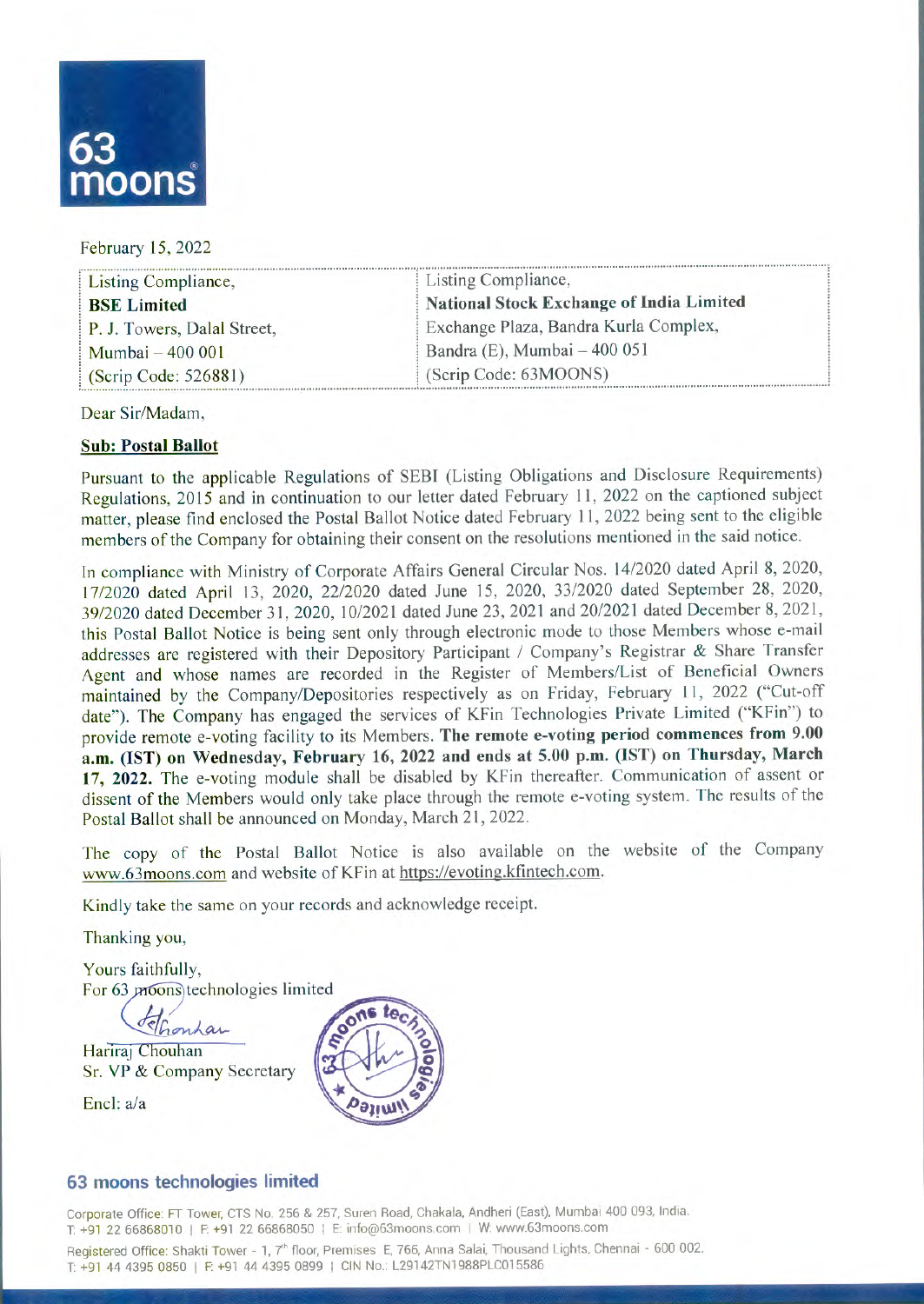63 moons

February 15, 2022

| Listing Compliance, | Listing Compliance, |
|---|---|
| **BSE Limited** | **National Stock Exchange of India Limited** |
| P. J. Towers, Dalal Street, | Exchange Plaza, Bandra Kurla Complex, |
| Mumbai – 400 001 | Bandra (E), Mumbai – 400 051 |
| (Scrip Code: 526881) | (Scrip Code: 63MOONS) |

Dear Sir/Madam,

**Sub: Postal Ballot**

Pursuant to the applicable Regulations of SEBI (Listing Obligations and Disclosure Requirements) Regulations, 2015 and in continuation to our letter dated February 11, 2022 on the captioned subject matter, please find enclosed the Postal Ballot Notice dated February 11, 2022 being sent to the eligible members of the Company for obtaining their consent on the resolutions mentioned in the said notice.

In compliance with Ministry of Corporate Affairs General Circular Nos. 14/2020 dated April 8, 2020, 17/2020 dated April 13, 2020, 22/2020 dated June 15, 2020, 33/2020 dated September 28, 2020, 39/2020 dated December 31, 2020, 10/2021 dated June 23, 2021 and 20/2021 dated December 8, 2021, this Postal Ballot Notice is being sent only through electronic mode to those Members whose e-mail addresses are registered with their Depository Participant / Company's Registrar & Share Transfer Agent and whose names are recorded in the Register of Members/List of Beneficial Owners maintained by the Company/Depositories respectively as on Friday, February 11, 2022 ("Cut-off date"). The Company has engaged the services of KFin Technologies Private Limited ("KFin") to provide remote e-voting facility to its Members. **The remote e-voting period commences from 9.00 a.m. (IST) on Wednesday, February 16, 2022 and ends at 5.00 p.m. (IST) on Thursday, March 17, 2022.** The e-voting module shall be disabled by KFin thereafter. Communication of assent or dissent of the Members would only take place through the remote e-voting system. The results of the Postal Ballot shall be announced on Monday, March 21, 2022.

The copy of the Postal Ballot Notice is also available on the website of the Company www.63moons.com and website of KFin at https://evoting.kfintech.com.

Kindly take the same on your records and acknowledge receipt.

Thanking you,

Yours faithfully,
For 63 moons technologies limited

Hariraj Chouhan
Sr. VP & Company Secretary

Encl: a/a

**63 moons technologies limited**

Corporate Office: FT Tower, CTS No. 256 & 257, Suren Road, Chakala, Andheri (East), Mumbai 400 093, India.
T: +91 22 66868010 | F: +91 22 66868050 | E: info@63moons.com | W: www.63moons.com

Registered Office: Shakti Tower - 1, 7th floor, Premises E, 766, Anna Salai, Thousand Lights, Chennai - 600 002.
T: +91 44 4395 0850 | F: +91 44 4395 0899 | CIN No.: L29142TN1988PLC015586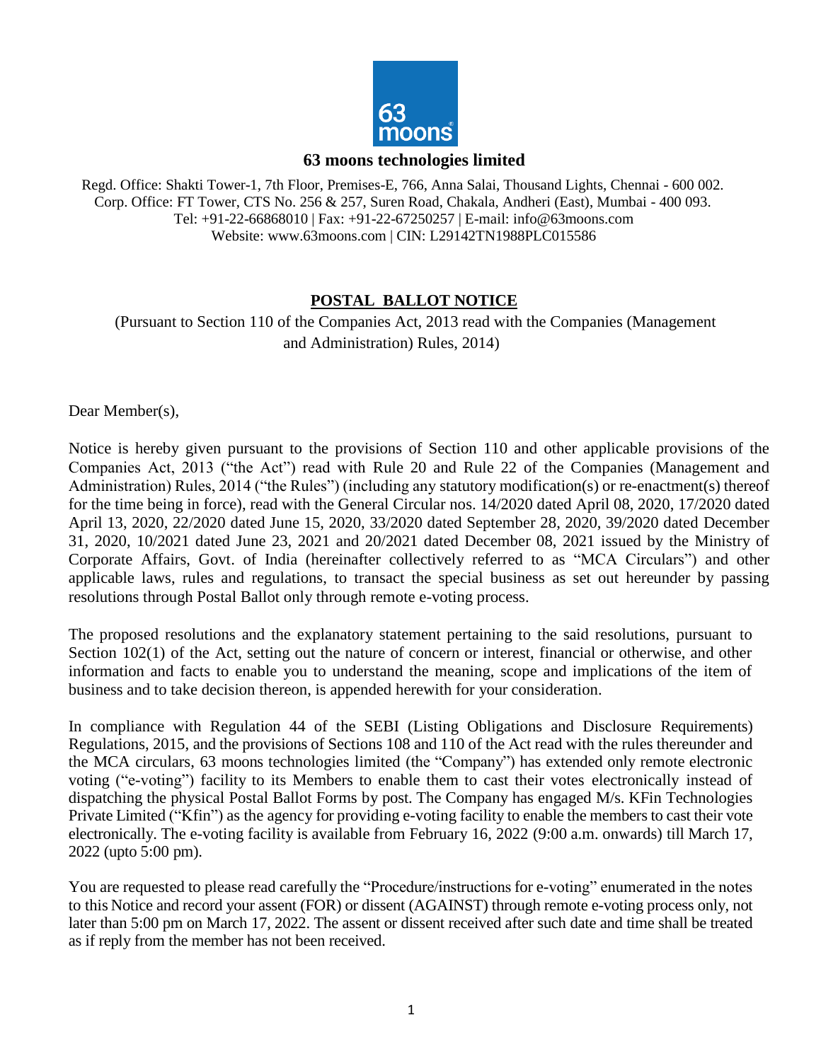**63 moons technologies limited**

Regd. Office: Shakti Tower-1, 7th Floor, Premises-E, 766, Anna Salai, Thousand Lights, Chennai - 600 002.
Corp. Office: FT Tower, CTS No. 256 & 257, Suren Road, Chakala, Andheri (East), Mumbai - 400 093.
Tel: +91-22-66868010 | Fax: +91-22-67250257 | E-mail: info@63moons.com
Website: www.63moons.com | CIN: L29142TN1988PLC015586

## POSTAL BALLOT NOTICE

(Pursuant to Section 110 of the Companies Act, 2013 read with the Companies (Management and Administration) Rules, 2014)

Dear Member(s),

Notice is hereby given pursuant to the provisions of Section 110 and other applicable provisions of the Companies Act, 2013 ("the Act") read with Rule 20 and Rule 22 of the Companies (Management and Administration) Rules, 2014 ("the Rules") (including any statutory modification(s) or re-enactment(s) thereof for the time being in force), read with the General Circular nos. 14/2020 dated April 08, 2020, 17/2020 dated April 13, 2020, 22/2020 dated June 15, 2020, 33/2020 dated September 28, 2020, 39/2020 dated December 31, 2020, 10/2021 dated June 23, 2021 and 20/2021 dated December 08, 2021 issued by the Ministry of Corporate Affairs, Govt. of India (hereinafter collectively referred to as "MCA Circulars") and other applicable laws, rules and regulations, to transact the special business as set out hereunder by passing resolutions through Postal Ballot only through remote e-voting process.

The proposed resolutions and the explanatory statement pertaining to the said resolutions, pursuant to Section 102(1) of the Act, setting out the nature of concern or interest, financial or otherwise, and other information and facts to enable you to understand the meaning, scope and implications of the item of business and to take decision thereon, is appended herewith for your consideration.

In compliance with Regulation 44 of the SEBI (Listing Obligations and Disclosure Requirements) Regulations, 2015, and the provisions of Sections 108 and 110 of the Act read with the rules thereunder and the MCA circulars, 63 moons technologies limited (the "Company") has extended only remote electronic voting ("e-voting") facility to its Members to enable them to cast their votes electronically instead of dispatching the physical Postal Ballot Forms by post. The Company has engaged M/s. KFin Technologies Private Limited ("Kfin") as the agency for providing e-voting facility to enable the members to cast their vote electronically. The e-voting facility is available from February 16, 2022 (9:00 a.m. onwards) till March 17, 2022 (upto 5:00 pm).

You are requested to please read carefully the "Procedure/instructions for e-voting" enumerated in the notes to this Notice and record your assent (FOR) or dissent (AGAINST) through remote e-voting process only, not later than 5:00 pm on March 17, 2022. The assent or dissent received after such date and time shall be treated as if reply from the member has not been received.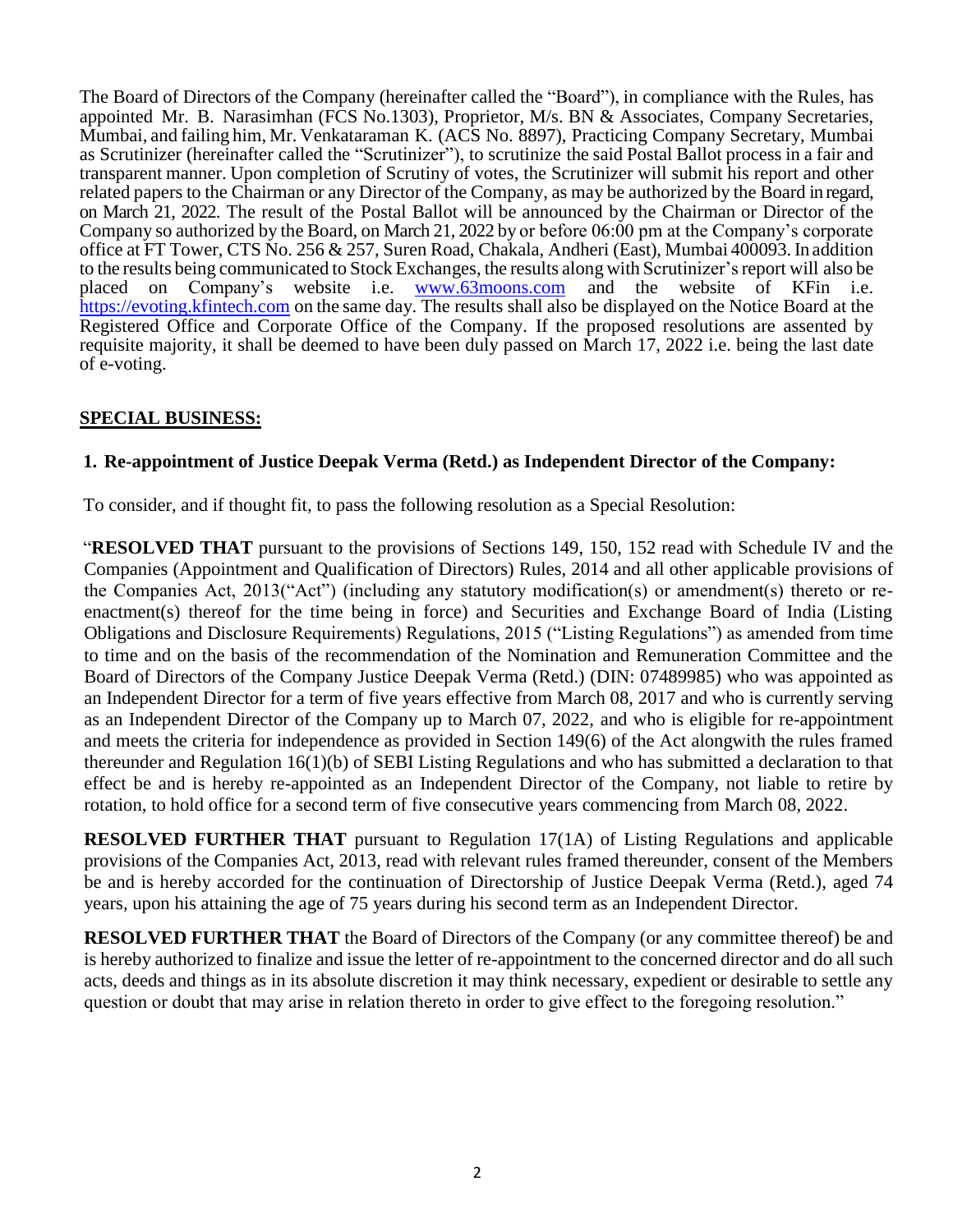The Board of Directors of the Company (hereinafter called the "Board"), in compliance with the Rules, has appointed Mr. B. Narasimhan (FCS No.1303), Proprietor, M/s. BN & Associates, Company Secretaries, Mumbai, and failing him, Mr. Venkataraman K. (ACS No. 8897), Practicing Company Secretary, Mumbai as Scrutinizer (hereinafter called the "Scrutinizer"), to scrutinize the said Postal Ballot process in a fair and transparent manner. Upon completion of Scrutiny of votes, the Scrutinizer will submit his report and other related papers to the Chairman or any Director of the Company, as may be authorized by the Board in regard, on March 21, 2022. The result of the Postal Ballot will be announced by the Chairman or Director of the Company so authorized by the Board, on March 21, 2022 by or before 06:00 pm at the Company's corporate office at FT Tower, CTS No. 256 & 257, Suren Road, Chakala, Andheri (East), Mumbai 400093. In addition to the results being communicated to Stock Exchanges, the results along with Scrutinizer's report will also be placed on Company's website i.e. [www.63moons.com](http://www.63moons.com) and the website of KFin i.e. [https://evoting.kfintech.com](https://evoting.kfintech.com) on the same day. The results shall also be displayed on the Notice Board at the Registered Office and Corporate Office of the Company. If the proposed resolutions are assented by requisite majority, it shall be deemed to have been duly passed on March 17, 2022 i.e. being the last date of e-voting.

## SPECIAL BUSINESS:

### 1. Re-appointment of Justice Deepak Verma (Retd.) as Independent Director of the Company:

To consider, and if thought fit, to pass the following resolution as a Special Resolution:

"**RESOLVED THAT** pursuant to the provisions of Sections 149, 150, 152 read with Schedule IV and the Companies (Appointment and Qualification of Directors) Rules, 2014 and all other applicable provisions of the Companies Act, 2013("Act") (including any statutory modification(s) or amendment(s) thereto or re-enactment(s) thereof for the time being in force) and Securities and Exchange Board of India (Listing Obligations and Disclosure Requirements) Regulations, 2015 ("Listing Regulations") as amended from time to time and on the basis of the recommendation of the Nomination and Remuneration Committee and the Board of Directors of the Company Justice Deepak Verma (Retd.) (DIN: 07489985) who was appointed as an Independent Director for a term of five years effective from March 08, 2017 and who is currently serving as an Independent Director of the Company up to March 07, 2022, and who is eligible for re-appointment and meets the criteria for independence as provided in Section 149(6) of the Act alongwith the rules framed thereunder and Regulation 16(1)(b) of SEBI Listing Regulations and who has submitted a declaration to that effect be and is hereby re-appointed as an Independent Director of the Company, not liable to retire by rotation, to hold office for a second term of five consecutive years commencing from March 08, 2022.

**RESOLVED FURTHER THAT** pursuant to Regulation 17(1A) of Listing Regulations and applicable provisions of the Companies Act, 2013, read with relevant rules framed thereunder, consent of the Members be and is hereby accorded for the continuation of Directorship of Justice Deepak Verma (Retd.), aged 74 years, upon his attaining the age of 75 years during his second term as an Independent Director.

**RESOLVED FURTHER THAT** the Board of Directors of the Company (or any committee thereof) be and is hereby authorized to finalize and issue the letter of re-appointment to the concerned director and do all such acts, deeds and things as in its absolute discretion it may think necessary, expedient or desirable to settle any question or doubt that may arise in relation thereto in order to give effect to the foregoing resolution."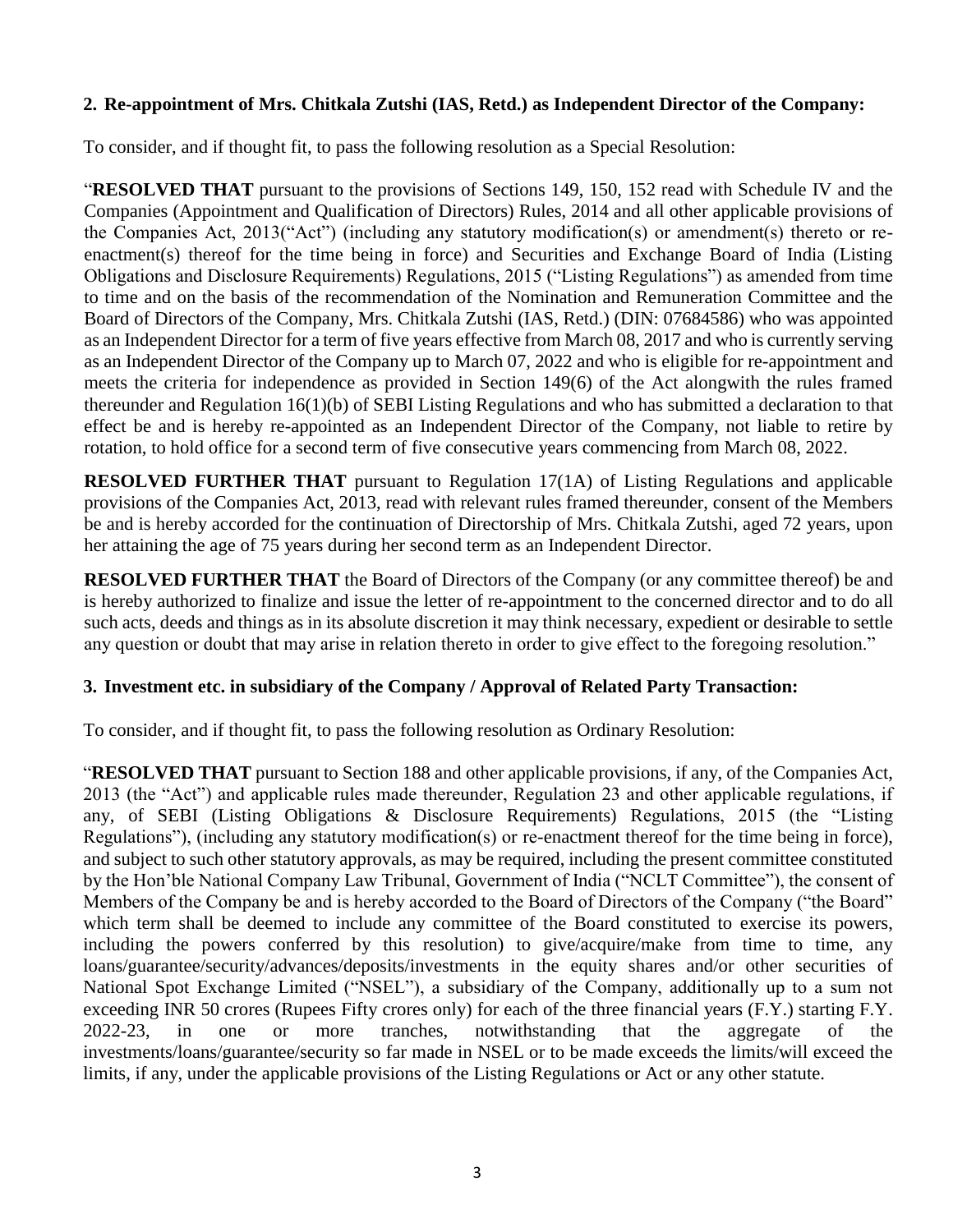## 2. Re-appointment of Mrs. Chitkala Zutshi (IAS, Retd.) as Independent Director of the Company:

To consider, and if thought fit, to pass the following resolution as a Special Resolution:

"**RESOLVED THAT** pursuant to the provisions of Sections 149, 150, 152 read with Schedule IV and the Companies (Appointment and Qualification of Directors) Rules, 2014 and all other applicable provisions of the Companies Act, 2013("Act") (including any statutory modification(s) or amendment(s) thereto or re-enactment(s) thereof for the time being in force) and Securities and Exchange Board of India (Listing Obligations and Disclosure Requirements) Regulations, 2015 ("Listing Regulations") as amended from time to time and on the basis of the recommendation of the Nomination and Remuneration Committee and the Board of Directors of the Company, Mrs. Chitkala Zutshi (IAS, Retd.) (DIN: 07684586) who was appointed as an Independent Director for a term of five years effective from March 08, 2017 and who is currently serving as an Independent Director of the Company up to March 07, 2022 and who is eligible for re-appointment and meets the criteria for independence as provided in Section 149(6) of the Act alongwith the rules framed thereunder and Regulation 16(1)(b) of SEBI Listing Regulations and who has submitted a declaration to that effect be and is hereby re-appointed as an Independent Director of the Company, not liable to retire by rotation, to hold office for a second term of five consecutive years commencing from March 08, 2022.

**RESOLVED FURTHER THAT** pursuant to Regulation 17(1A) of Listing Regulations and applicable provisions of the Companies Act, 2013, read with relevant rules framed thereunder, consent of the Members be and is hereby accorded for the continuation of Directorship of Mrs. Chitkala Zutshi, aged 72 years, upon her attaining the age of 75 years during her second term as an Independent Director.

**RESOLVED FURTHER THAT** the Board of Directors of the Company (or any committee thereof) be and is hereby authorized to finalize and issue the letter of re-appointment to the concerned director and to do all such acts, deeds and things as in its absolute discretion it may think necessary, expedient or desirable to settle any question or doubt that may arise in relation thereto in order to give effect to the foregoing resolution."

## 3. Investment etc. in subsidiary of the Company / Approval of Related Party Transaction:

To consider, and if thought fit, to pass the following resolution as Ordinary Resolution:

"**RESOLVED THAT** pursuant to Section 188 and other applicable provisions, if any, of the Companies Act, 2013 (the "Act") and applicable rules made thereunder, Regulation 23 and other applicable regulations, if any, of SEBI (Listing Obligations & Disclosure Requirements) Regulations, 2015 (the "Listing Regulations"), (including any statutory modification(s) or re-enactment thereof for the time being in force), and subject to such other statutory approvals, as may be required, including the present committee constituted by the Hon'ble National Company Law Tribunal, Government of India ("NCLT Committee"), the consent of Members of the Company be and is hereby accorded to the Board of Directors of the Company ("the Board" which term shall be deemed to include any committee of the Board constituted to exercise its powers, including the powers conferred by this resolution) to give/acquire/make from time to time, any loans/guarantee/security/advances/deposits/investments in the equity shares and/or other securities of National Spot Exchange Limited ("NSEL"), a subsidiary of the Company, additionally up to a sum not exceeding INR 50 crores (Rupees Fifty crores only) for each of the three financial years (F.Y.) starting F.Y. 2022-23, in one or more tranches, notwithstanding that the aggregate of the investments/loans/guarantee/security so far made in NSEL or to be made exceeds the limits/will exceed the limits, if any, under the applicable provisions of the Listing Regulations or Act or any other statute.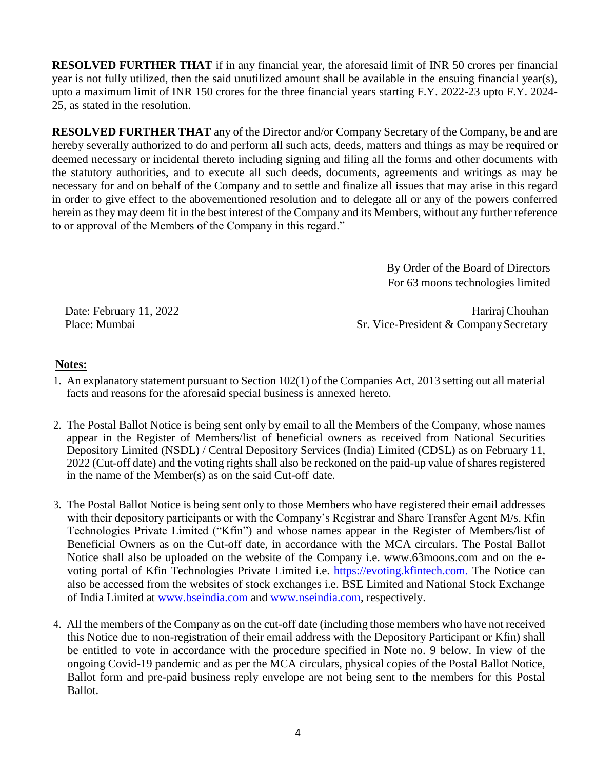**RESOLVED FURTHER THAT** if in any financial year, the aforesaid limit of INR 50 crores per financial year is not fully utilized, then the said unutilized amount shall be available in the ensuing financial year(s), upto a maximum limit of INR 150 crores for the three financial years starting F.Y. 2022-23 upto F.Y. 2024-25, as stated in the resolution.

**RESOLVED FURTHER THAT** any of the Director and/or Company Secretary of the Company, be and are hereby severally authorized to do and perform all such acts, deeds, matters and things as may be required or deemed necessary or incidental thereto including signing and filing all the forms and other documents with the statutory authorities, and to execute all such deeds, documents, agreements and writings as may be necessary for and on behalf of the Company and to settle and finalize all issues that may arise in this regard in order to give effect to the abovementioned resolution and to delegate all or any of the powers conferred herein as they may deem fit in the best interest of the Company and its Members, without any further reference to or approval of the Members of the Company in this regard."

By Order of the Board of Directors
For 63 moons technologies limited

Date: February 11, 2022
Place: Mumbai

Hariraj Chouhan
Sr. Vice-President & Company Secretary

**Notes:**

1. An explanatory statement pursuant to Section 102(1) of the Companies Act, 2013 setting out all material facts and reasons for the aforesaid special business is annexed hereto.

2. The Postal Ballot Notice is being sent only by email to all the Members of the Company, whose names appear in the Register of Members/list of beneficial owners as received from National Securities Depository Limited (NSDL) / Central Depository Services (India) Limited (CDSL) as on February 11, 2022 (Cut-off date) and the voting rights shall also be reckoned on the paid-up value of shares registered in the name of the Member(s) as on the said Cut-off date.

3. The Postal Ballot Notice is being sent only to those Members who have registered their email addresses with their depository participants or with the Company's Registrar and Share Transfer Agent M/s. Kfin Technologies Private Limited ("Kfin") and whose names appear in the Register of Members/list of Beneficial Owners as on the Cut-off date, in accordance with the MCA circulars. The Postal Ballot Notice shall also be uploaded on the website of the Company i.e. www.63moons.com and on the e-voting portal of Kfin Technologies Private Limited i.e. https://evoting.kfintech.com. The Notice can also be accessed from the websites of stock exchanges i.e. BSE Limited and National Stock Exchange of India Limited at www.bseindia.com and www.nseindia.com, respectively.

4. All the members of the Company as on the cut-off date (including those members who have not received this Notice due to non-registration of their email address with the Depository Participant or Kfin) shall be entitled to vote in accordance with the procedure specified in Note no. 9 below. In view of the ongoing Covid-19 pandemic and as per the MCA circulars, physical copies of the Postal Ballot Notice, Ballot form and pre-paid business reply envelope are not being sent to the members for this Postal Ballot.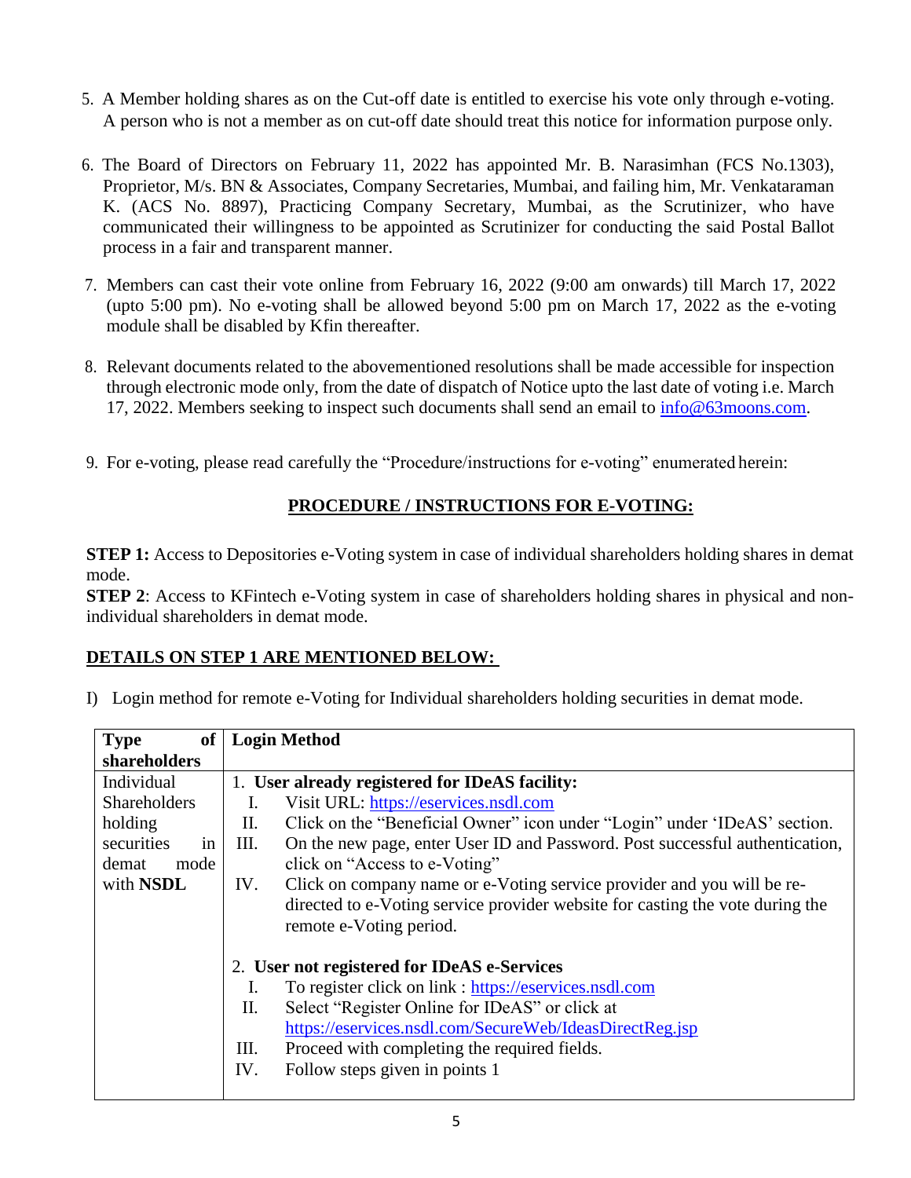5. A Member holding shares as on the Cut-off date is entitled to exercise his vote only through e-voting. A person who is not a member as on cut-off date should treat this notice for information purpose only.

6. The Board of Directors on February 11, 2022 has appointed Mr. B. Narasimhan (FCS No.1303), Proprietor, M/s. BN & Associates, Company Secretaries, Mumbai, and failing him, Mr. Venkataraman K. (ACS No. 8897), Practicing Company Secretary, Mumbai, as the Scrutinizer, who have communicated their willingness to be appointed as Scrutinizer for conducting the said Postal Ballot process in a fair and transparent manner.

7. Members can cast their vote online from February 16, 2022 (9:00 am onwards) till March 17, 2022 (upto 5:00 pm). No e-voting shall be allowed beyond 5:00 pm on March 17, 2022 as the e-voting module shall be disabled by Kfin thereafter.

8. Relevant documents related to the abovementioned resolutions shall be made accessible for inspection through electronic mode only, from the date of dispatch of Notice upto the last date of voting i.e. March 17, 2022. Members seeking to inspect such documents shall send an email to info@63moons.com.

9. For e-voting, please read carefully the "Procedure/instructions for e-voting" enumerated herein:

## PROCEDURE / INSTRUCTIONS FOR E-VOTING:

**STEP 1:** Access to Depositories e-Voting system in case of individual shareholders holding shares in demat mode.
**STEP 2**: Access to KFintech e-Voting system in case of shareholders holding shares in physical and non-individual shareholders in demat mode.

### DETAILS ON STEP 1 ARE MENTIONED BELOW:

I) Login method for remote e-Voting for Individual shareholders holding securities in demat mode.

| Type of shareholders | Login Method |
|---|---|
| Individual Shareholders holding securities in demat mode with **NSDL** | 1. **User already registered for IDeAS facility:**<br>I. Visit URL: https://eservices.nsdl.com<br>II. Click on the "Beneficial Owner" icon under "Login" under 'IDeAS' section.<br>III. On the new page, enter User ID and Password. Post successful authentication, click on "Access to e-Voting"<br>IV. Click on company name or e-Voting service provider and you will be re-directed to e-Voting service provider website for casting the vote during the remote e-Voting period.<br><br>2. **User not registered for IDeAS e-Services**<br>I. To register click on link : https://eservices.nsdl.com<br>II. Select "Register Online for IDeAS" or click at https://eservices.nsdl.com/SecureWeb/IdeasDirectReg.jsp<br>III. Proceed with completing the required fields.<br>IV. Follow steps given in points 1 |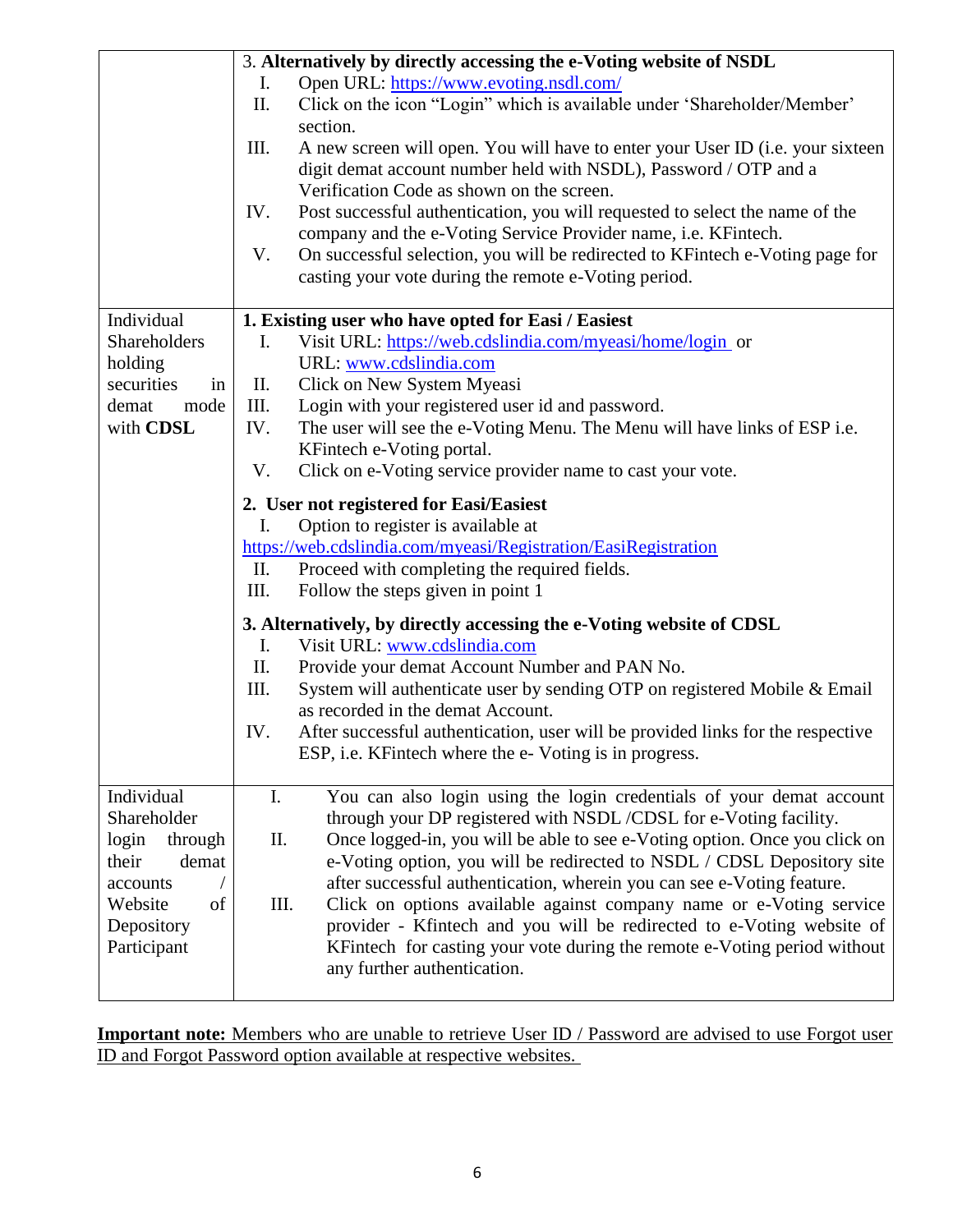| | |
|---|---|
| | 3. **Alternatively by directly accessing the e-Voting website of NSDL**<br>I. Open URL: https://www.evoting.nsdl.com/<br>II. Click on the icon "Login" which is available under 'Shareholder/Member' section.<br>III. A new screen will open. You will have to enter your User ID (i.e. your sixteen digit demat account number held with NSDL), Password / OTP and a Verification Code as shown on the screen.<br>IV. Post successful authentication, you will requested to select the name of the company and the e-Voting Service Provider name, i.e. KFintech.<br>V. On successful selection, you will be redirected to KFintech e-Voting page for casting your vote during the remote e-Voting period. |
| Individual Shareholders holding securities in demat mode with **CDSL** | **1. Existing user who have opted for Easi / Easiest**<br>I. Visit URL: https://web.cdslindia.com/myeasi/home/login or URL: www.cdslindia.com<br>II. Click on New System Myeasi<br>III. Login with your registered user id and password.<br>IV. The user will see the e-Voting Menu. The Menu will have links of ESP i.e. KFintech e-Voting portal.<br>V. Click on e-Voting service provider name to cast your vote.<br><br>**2. User not registered for Easi/Easiest**<br>I. Option to register is available at https://web.cdslindia.com/myeasi/Registration/EasiRegistration<br>II. Proceed with completing the required fields.<br>III. Follow the steps given in point 1<br><br>**3. Alternatively, by directly accessing the e-Voting website of CDSL**<br>I. Visit URL: www.cdslindia.com<br>II. Provide your demat Account Number and PAN No.<br>III. System will authenticate user by sending OTP on registered Mobile & Email as recorded in the demat Account.<br>IV. After successful authentication, user will be provided links for the respective ESP, i.e. KFintech where the e- Voting is in progress. |
| Individual Shareholder login through their demat accounts / Website of Depository Participant | I. You can also login using the login credentials of your demat account through your DP registered with NSDL /CDSL for e-Voting facility.<br>II. Once logged-in, you will be able to see e-Voting option. Once you click on e-Voting option, you will be redirected to NSDL / CDSL Depository site after successful authentication, wherein you can see e-Voting feature.<br>III. Click on options available against company name or e-Voting service provider - Kfintech and you will be redirected to e-Voting website of KFintech for casting your vote during the remote e-Voting period without any further authentication. |

**Important note:** Members who are unable to retrieve User ID / Password are advised to use Forgot user ID and Forgot Password option available at respective websites.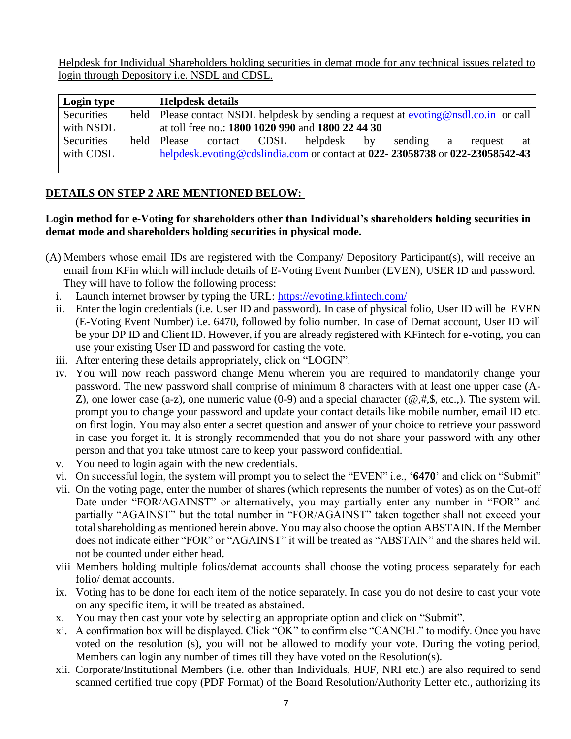Helpdesk for Individual Shareholders holding securities in demat mode for any technical issues related to login through Depository i.e. NSDL and CDSL.

| **Login type** | **Helpdesk details** |
|---|---|
| Securities held with NSDL | Please contact NSDL helpdesk by sending a request at evoting@nsdl.co.in or call at toll free no.: **1800 1020 990** and **1800 22 44 30** |
| Securities held with CDSL | Please contact CDSL helpdesk by sending a request at helpdesk.evoting@cdslindia.com or contact at **022- 23058738** or **022-23058542-43** |

**DETAILS ON STEP 2 ARE MENTIONED BELOW:**

**Login method for e-Voting for shareholders other than Individual's shareholders holding securities in demat mode and shareholders holding securities in physical mode.**

(A) Members whose email IDs are registered with the Company/ Depository Participant(s), will receive an email from KFin which will include details of E-Voting Event Number (EVEN), USER ID and password. They will have to follow the following process:

i. Launch internet browser by typing the URL: https://evoting.kfintech.com/

ii. Enter the login credentials (i.e. User ID and password). In case of physical folio, User ID will be EVEN (E-Voting Event Number) i.e. 6470, followed by folio number. In case of Demat account, User ID will be your DP ID and Client ID. However, if you are already registered with KFintech for e-voting, you can use your existing User ID and password for casting the vote.

iii. After entering these details appropriately, click on "LOGIN".

iv. You will now reach password change Menu wherein you are required to mandatorily change your password. The new password shall comprise of minimum 8 characters with at least one upper case (A-Z), one lower case (a-z), one numeric value (0-9) and a special character (@,#,$, etc.,). The system will prompt you to change your password and update your contact details like mobile number, email ID etc. on first login. You may also enter a secret question and answer of your choice to retrieve your password in case you forget it. It is strongly recommended that you do not share your password with any other person and that you take utmost care to keep your password confidential.

v. You need to login again with the new credentials.

vi. On successful login, the system will prompt you to select the "EVEN" i.e., '**6470**' and click on "Submit"

vii. On the voting page, enter the number of shares (which represents the number of votes) as on the Cut-off Date under "FOR/AGAINST" or alternatively, you may partially enter any number in "FOR" and partially "AGAINST" but the total number in "FOR/AGAINST" taken together shall not exceed your total shareholding as mentioned herein above. You may also choose the option ABSTAIN. If the Member does not indicate either "FOR" or "AGAINST" it will be treated as "ABSTAIN" and the shares held will not be counted under either head.

viii Members holding multiple folios/demat accounts shall choose the voting process separately for each folio/ demat accounts.

ix. Voting has to be done for each item of the notice separately. In case you do not desire to cast your vote on any specific item, it will be treated as abstained.

x. You may then cast your vote by selecting an appropriate option and click on "Submit".

xi. A confirmation box will be displayed. Click "OK" to confirm else "CANCEL" to modify. Once you have voted on the resolution (s), you will not be allowed to modify your vote. During the voting period, Members can login any number of times till they have voted on the Resolution(s).

xii. Corporate/Institutional Members (i.e. other than Individuals, HUF, NRI etc.) are also required to send scanned certified true copy (PDF Format) of the Board Resolution/Authority Letter etc., authorizing its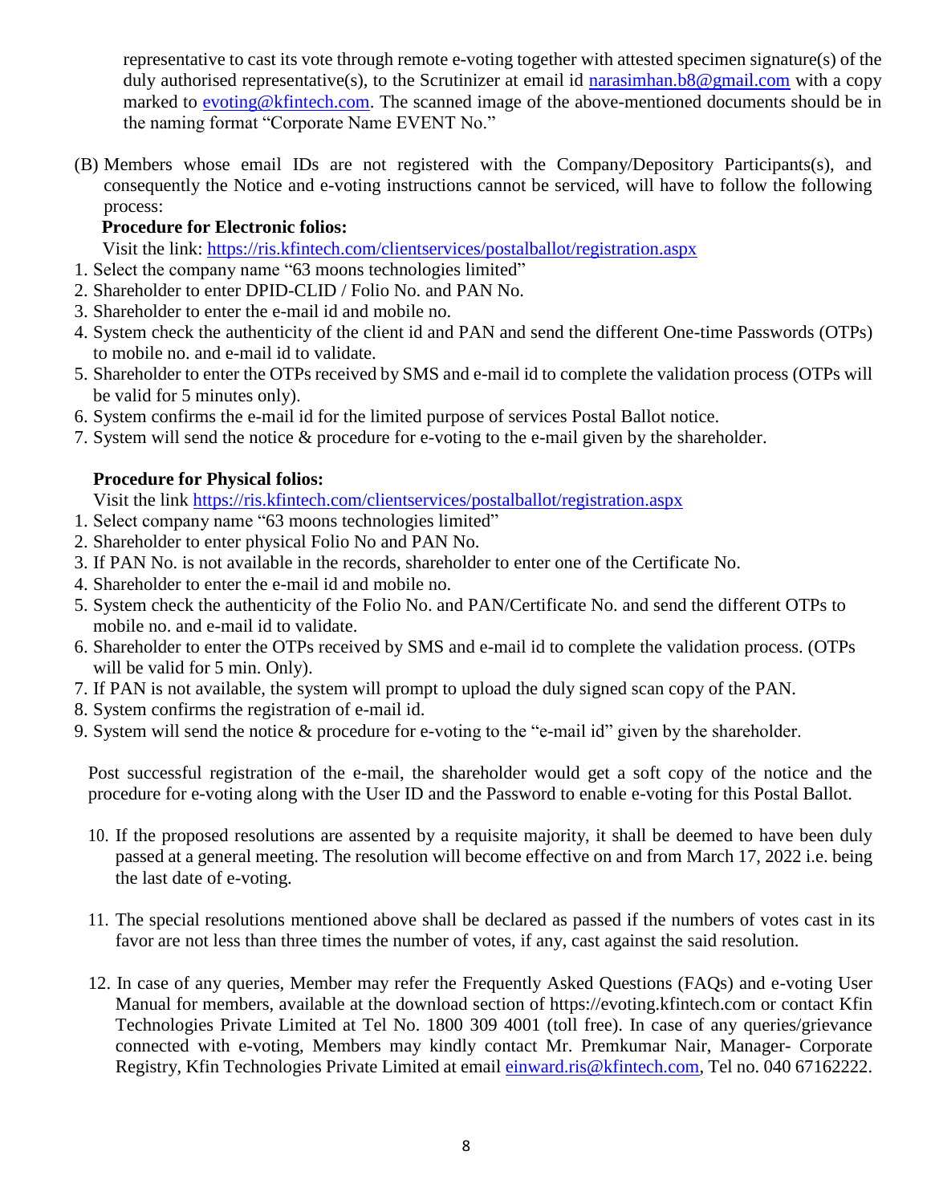representative to cast its vote through remote e-voting together with attested specimen signature(s) of the duly authorised representative(s), to the Scrutinizer at email id narasimhan.b8@gmail.com with a copy marked to evoting@kfintech.com. The scanned image of the above-mentioned documents should be in the naming format "Corporate Name EVENT No."

(B) Members whose email IDs are not registered with the Company/Depository Participants(s), and consequently the Notice and e-voting instructions cannot be serviced, will have to follow the following process:

**Procedure for Electronic folios:**

Visit the link: https://ris.kfintech.com/clientservices/postalballot/registration.aspx

1. Select the company name "63 moons technologies limited"
2. Shareholder to enter DPID-CLID / Folio No. and PAN No.
3. Shareholder to enter the e-mail id and mobile no.
4. System check the authenticity of the client id and PAN and send the different One-time Passwords (OTPs) to mobile no. and e-mail id to validate.
5. Shareholder to enter the OTPs received by SMS and e-mail id to complete the validation process (OTPs will be valid for 5 minutes only).
6. System confirms the e-mail id for the limited purpose of services Postal Ballot notice.
7. System will send the notice & procedure for e-voting to the e-mail given by the shareholder.

**Procedure for Physical folios:**

Visit the link https://ris.kfintech.com/clientservices/postalballot/registration.aspx

1. Select company name "63 moons technologies limited"
2. Shareholder to enter physical Folio No and PAN No.
3. If PAN No. is not available in the records, shareholder to enter one of the Certificate No.
4. Shareholder to enter the e-mail id and mobile no.
5. System check the authenticity of the Folio No. and PAN/Certificate No. and send the different OTPs to mobile no. and e-mail id to validate.
6. Shareholder to enter the OTPs received by SMS and e-mail id to complete the validation process. (OTPs will be valid for 5 min. Only).
7. If PAN is not available, the system will prompt to upload the duly signed scan copy of the PAN.
8. System confirms the registration of e-mail id.
9. System will send the notice & procedure for e-voting to the "e-mail id" given by the shareholder.

Post successful registration of the e-mail, the shareholder would get a soft copy of the notice and the procedure for e-voting along with the User ID and the Password to enable e-voting for this Postal Ballot.

10. If the proposed resolutions are assented by a requisite majority, it shall be deemed to have been duly passed at a general meeting. The resolution will become effective on and from March 17, 2022 i.e. being the last date of e-voting.

11. The special resolutions mentioned above shall be declared as passed if the numbers of votes cast in its favor are not less than three times the number of votes, if any, cast against the said resolution.

12. In case of any queries, Member may refer the Frequently Asked Questions (FAQs) and e-voting User Manual for members, available at the download section of https://evoting.kfintech.com or contact Kfin Technologies Private Limited at Tel No. 1800 309 4001 (toll free). In case of any queries/grievance connected with e-voting, Members may kindly contact Mr. Premkumar Nair, Manager- Corporate Registry, Kfin Technologies Private Limited at email einward.ris@kfintech.com, Tel no. 040 67162222.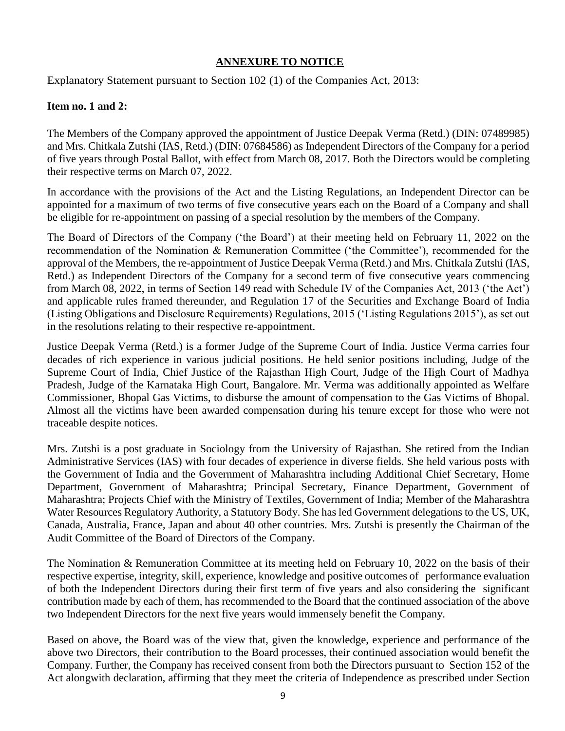## ANNEXURE TO NOTICE

Explanatory Statement pursuant to Section 102 (1) of the Companies Act, 2013:

**Item no. 1 and 2:**

The Members of the Company approved the appointment of Justice Deepak Verma (Retd.) (DIN: 07489985) and Mrs. Chitkala Zutshi (IAS, Retd.) (DIN: 07684586) as Independent Directors of the Company for a period of five years through Postal Ballot, with effect from March 08, 2017. Both the Directors would be completing their respective terms on March 07, 2022.

In accordance with the provisions of the Act and the Listing Regulations, an Independent Director can be appointed for a maximum of two terms of five consecutive years each on the Board of a Company and shall be eligible for re-appointment on passing of a special resolution by the members of the Company.

The Board of Directors of the Company ('the Board') at their meeting held on February 11, 2022 on the recommendation of the Nomination & Remuneration Committee ('the Committee'), recommended for the approval of the Members, the re-appointment of Justice Deepak Verma (Retd.) and Mrs. Chitkala Zutshi (IAS, Retd.) as Independent Directors of the Company for a second term of five consecutive years commencing from March 08, 2022, in terms of Section 149 read with Schedule IV of the Companies Act, 2013 ('the Act') and applicable rules framed thereunder, and Regulation 17 of the Securities and Exchange Board of India (Listing Obligations and Disclosure Requirements) Regulations, 2015 ('Listing Regulations 2015'), as set out in the resolutions relating to their respective re-appointment.

Justice Deepak Verma (Retd.) is a former Judge of the Supreme Court of India. Justice Verma carries four decades of rich experience in various judicial positions. He held senior positions including, Judge of the Supreme Court of India, Chief Justice of the Rajasthan High Court, Judge of the High Court of Madhya Pradesh, Judge of the Karnataka High Court, Bangalore. Mr. Verma was additionally appointed as Welfare Commissioner, Bhopal Gas Victims, to disburse the amount of compensation to the Gas Victims of Bhopal. Almost all the victims have been awarded compensation during his tenure except for those who were not traceable despite notices.

Mrs. Zutshi is a post graduate in Sociology from the University of Rajasthan. She retired from the Indian Administrative Services (IAS) with four decades of experience in diverse fields. She held various posts with the Government of India and the Government of Maharashtra including Additional Chief Secretary, Home Department, Government of Maharashtra; Principal Secretary, Finance Department, Government of Maharashtra; Projects Chief with the Ministry of Textiles, Government of India; Member of the Maharashtra Water Resources Regulatory Authority, a Statutory Body. She has led Government delegations to the US, UK, Canada, Australia, France, Japan and about 40 other countries. Mrs. Zutshi is presently the Chairman of the Audit Committee of the Board of Directors of the Company.

The Nomination & Remuneration Committee at its meeting held on February 10, 2022 on the basis of their respective expertise, integrity, skill, experience, knowledge and positive outcomes of performance evaluation of both the Independent Directors during their first term of five years and also considering the significant contribution made by each of them, has recommended to the Board that the continued association of the above two Independent Directors for the next five years would immensely benefit the Company.

Based on above, the Board was of the view that, given the knowledge, experience and performance of the above two Directors, their contribution to the Board processes, their continued association would benefit the Company. Further, the Company has received consent from both the Directors pursuant to Section 152 of the Act alongwith declaration, affirming that they meet the criteria of Independence as prescribed under Section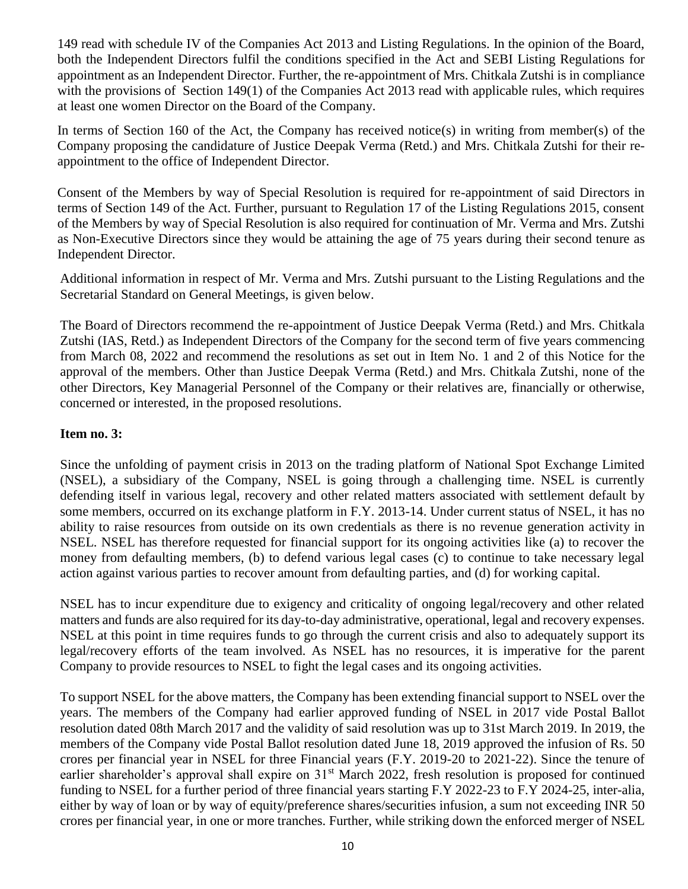149 read with schedule IV of the Companies Act 2013 and Listing Regulations. In the opinion of the Board, both the Independent Directors fulfil the conditions specified in the Act and SEBI Listing Regulations for appointment as an Independent Director. Further, the re-appointment of Mrs. Chitkala Zutshi is in compliance with the provisions of Section 149(1) of the Companies Act 2013 read with applicable rules, which requires at least one women Director on the Board of the Company.

In terms of Section 160 of the Act, the Company has received notice(s) in writing from member(s) of the Company proposing the candidature of Justice Deepak Verma (Retd.) and Mrs. Chitkala Zutshi for their re-appointment to the office of Independent Director.

Consent of the Members by way of Special Resolution is required for re-appointment of said Directors in terms of Section 149 of the Act. Further, pursuant to Regulation 17 of the Listing Regulations 2015, consent of the Members by way of Special Resolution is also required for continuation of Mr. Verma and Mrs. Zutshi as Non-Executive Directors since they would be attaining the age of 75 years during their second tenure as Independent Director.

Additional information in respect of Mr. Verma and Mrs. Zutshi pursuant to the Listing Regulations and the Secretarial Standard on General Meetings, is given below.

The Board of Directors recommend the re-appointment of Justice Deepak Verma (Retd.) and Mrs. Chitkala Zutshi (IAS, Retd.) as Independent Directors of the Company for the second term of five years commencing from March 08, 2022 and recommend the resolutions as set out in Item No. 1 and 2 of this Notice for the approval of the members. Other than Justice Deepak Verma (Retd.) and Mrs. Chitkala Zutshi, none of the other Directors, Key Managerial Personnel of the Company or their relatives are, financially or otherwise, concerned or interested, in the proposed resolutions.

**Item no. 3:**

Since the unfolding of payment crisis in 2013 on the trading platform of National Spot Exchange Limited (NSEL), a subsidiary of the Company, NSEL is going through a challenging time. NSEL is currently defending itself in various legal, recovery and other related matters associated with settlement default by some members, occurred on its exchange platform in F.Y. 2013-14. Under current status of NSEL, it has no ability to raise resources from outside on its own credentials as there is no revenue generation activity in NSEL. NSEL has therefore requested for financial support for its ongoing activities like (a) to recover the money from defaulting members, (b) to defend various legal cases (c) to continue to take necessary legal action against various parties to recover amount from defaulting parties, and (d) for working capital.

NSEL has to incur expenditure due to exigency and criticality of ongoing legal/recovery and other related matters and funds are also required for its day-to-day administrative, operational, legal and recovery expenses. NSEL at this point in time requires funds to go through the current crisis and also to adequately support its legal/recovery efforts of the team involved. As NSEL has no resources, it is imperative for the parent Company to provide resources to NSEL to fight the legal cases and its ongoing activities.

To support NSEL for the above matters, the Company has been extending financial support to NSEL over the years. The members of the Company had earlier approved funding of NSEL in 2017 vide Postal Ballot resolution dated 08th March 2017 and the validity of said resolution was up to 31st March 2019. In 2019, the members of the Company vide Postal Ballot resolution dated June 18, 2019 approved the infusion of Rs. 50 crores per financial year in NSEL for three Financial years (F.Y. 2019-20 to 2021-22). Since the tenure of earlier shareholder's approval shall expire on 31st March 2022, fresh resolution is proposed for continued funding to NSEL for a further period of three financial years starting F.Y 2022-23 to F.Y 2024-25, inter-alia, either by way of loan or by way of equity/preference shares/securities infusion, a sum not exceeding INR 50 crores per financial year, in one or more tranches. Further, while striking down the enforced merger of NSEL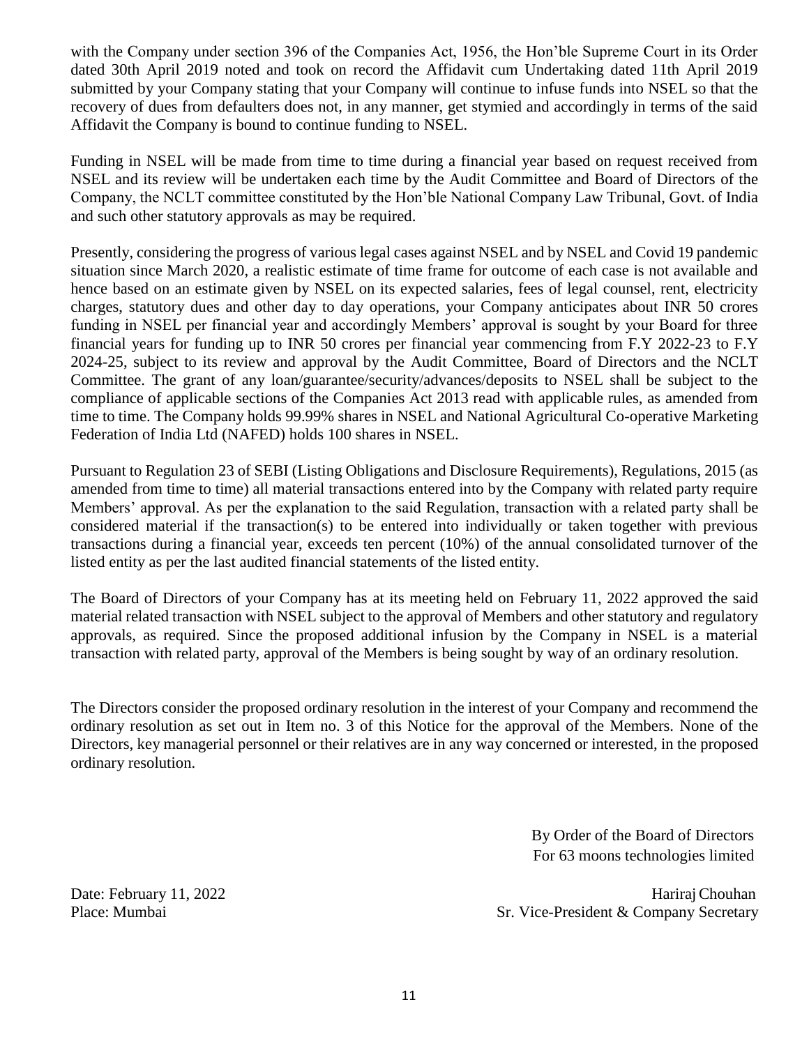with the Company under section 396 of the Companies Act, 1956, the Hon'ble Supreme Court in its Order dated 30th April 2019 noted and took on record the Affidavit cum Undertaking dated 11th April 2019 submitted by your Company stating that your Company will continue to infuse funds into NSEL so that the recovery of dues from defaulters does not, in any manner, get stymied and accordingly in terms of the said Affidavit the Company is bound to continue funding to NSEL.

Funding in NSEL will be made from time to time during a financial year based on request received from NSEL and its review will be undertaken each time by the Audit Committee and Board of Directors of the Company, the NCLT committee constituted by the Hon'ble National Company Law Tribunal, Govt. of India and such other statutory approvals as may be required.

Presently, considering the progress of various legal cases against NSEL and by NSEL and Covid 19 pandemic situation since March 2020, a realistic estimate of time frame for outcome of each case is not available and hence based on an estimate given by NSEL on its expected salaries, fees of legal counsel, rent, electricity charges, statutory dues and other day to day operations, your Company anticipates about INR 50 crores funding in NSEL per financial year and accordingly Members' approval is sought by your Board for three financial years for funding up to INR 50 crores per financial year commencing from F.Y 2022-23 to F.Y 2024-25, subject to its review and approval by the Audit Committee, Board of Directors and the NCLT Committee. The grant of any loan/guarantee/security/advances/deposits to NSEL shall be subject to the compliance of applicable sections of the Companies Act 2013 read with applicable rules, as amended from time to time. The Company holds 99.99% shares in NSEL and National Agricultural Co-operative Marketing Federation of India Ltd (NAFED) holds 100 shares in NSEL.

Pursuant to Regulation 23 of SEBI (Listing Obligations and Disclosure Requirements), Regulations, 2015 (as amended from time to time) all material transactions entered into by the Company with related party require Members' approval. As per the explanation to the said Regulation, transaction with a related party shall be considered material if the transaction(s) to be entered into individually or taken together with previous transactions during a financial year, exceeds ten percent (10%) of the annual consolidated turnover of the listed entity as per the last audited financial statements of the listed entity.

The Board of Directors of your Company has at its meeting held on February 11, 2022 approved the said material related transaction with NSEL subject to the approval of Members and other statutory and regulatory approvals, as required. Since the proposed additional infusion by the Company in NSEL is a material transaction with related party, approval of the Members is being sought by way of an ordinary resolution.

The Directors consider the proposed ordinary resolution in the interest of your Company and recommend the ordinary resolution as set out in Item no. 3 of this Notice for the approval of the Members. None of the Directors, key managerial personnel or their relatives are in any way concerned or interested, in the proposed ordinary resolution.

By Order of the Board of Directors
For 63 moons technologies limited

Date: February 11, 2022
Place: Mumbai

Hariraj Chouhan
Sr. Vice-President & Company Secretary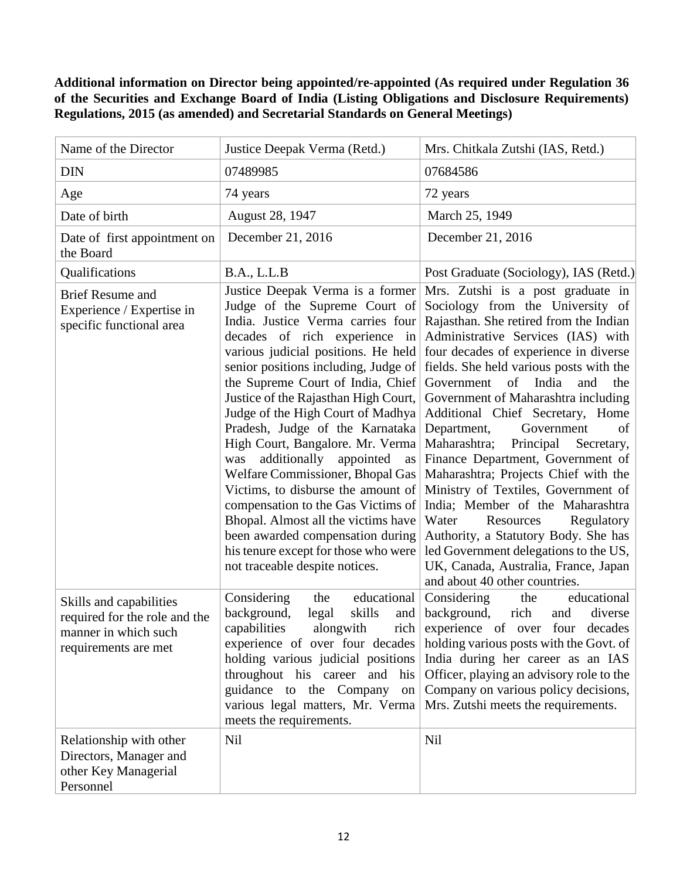**Additional information on Director being appointed/re-appointed (As required under Regulation 36 of the Securities and Exchange Board of India (Listing Obligations and Disclosure Requirements) Regulations, 2015 (as amended) and Secretarial Standards on General Meetings)**

| Name of the Director | Justice Deepak Verma (Retd.) | Mrs. Chitkala Zutshi (IAS, Retd.) |
|---|---|---|
| DIN | 07489985 | 07684586 |
| Age | 74 years | 72 years |
| Date of birth | August 28, 1947 | March 25, 1949 |
| Date of first appointment on the Board | December 21, 2016 | December 21, 2016 |
| Qualifications | B.A., L.L.B | Post Graduate (Sociology), IAS (Retd.) |
| Brief Resume and Experience / Expertise in specific functional area | Justice Deepak Verma is a former Judge of the Supreme Court of India. Justice Verma carries four decades of rich experience in various judicial positions. He held senior positions including, Judge of the Supreme Court of India, Chief Justice of the Rajasthan High Court, Judge of the High Court of Madhya Pradesh, Judge of the Karnataka High Court, Bangalore. Mr. Verma was additionally appointed as Welfare Commissioner, Bhopal Gas Victims, to disburse the amount of compensation to the Gas Victims of Bhopal. Almost all the victims have been awarded compensation during his tenure except for those who were not traceable despite notices. | Mrs. Zutshi is a post graduate in Sociology from the University of Rajasthan. She retired from the Indian Administrative Services (IAS) with four decades of experience in diverse fields. She held various posts with the Government of India and the Government of Maharashtra including Additional Chief Secretary, Home Department, Government of Maharashtra; Principal Secretary, Finance Department, Government of Maharashtra; Projects Chief with the Ministry of Textiles, Government of India; Member of the Maharashtra Water Resources Regulatory Authority, a Statutory Body. She has led Government delegations to the US, UK, Canada, Australia, France, Japan and about 40 other countries. |
| Skills and capabilities required for the role and the manner in which such requirements are met | Considering the educational background, legal skills and capabilities alongwith rich experience of over four decades holding various judicial positions throughout his career and his guidance to the Company on various legal matters, Mr. Verma meets the requirements. | Considering the educational background, rich and diverse experience of over four decades holding various posts with the Govt. of India during her career as an IAS Officer, playing an advisory role to the Company on various policy decisions, Mrs. Zutshi meets the requirements. |
| Relationship with other Directors, Manager and other Key Managerial Personnel | Nil | Nil |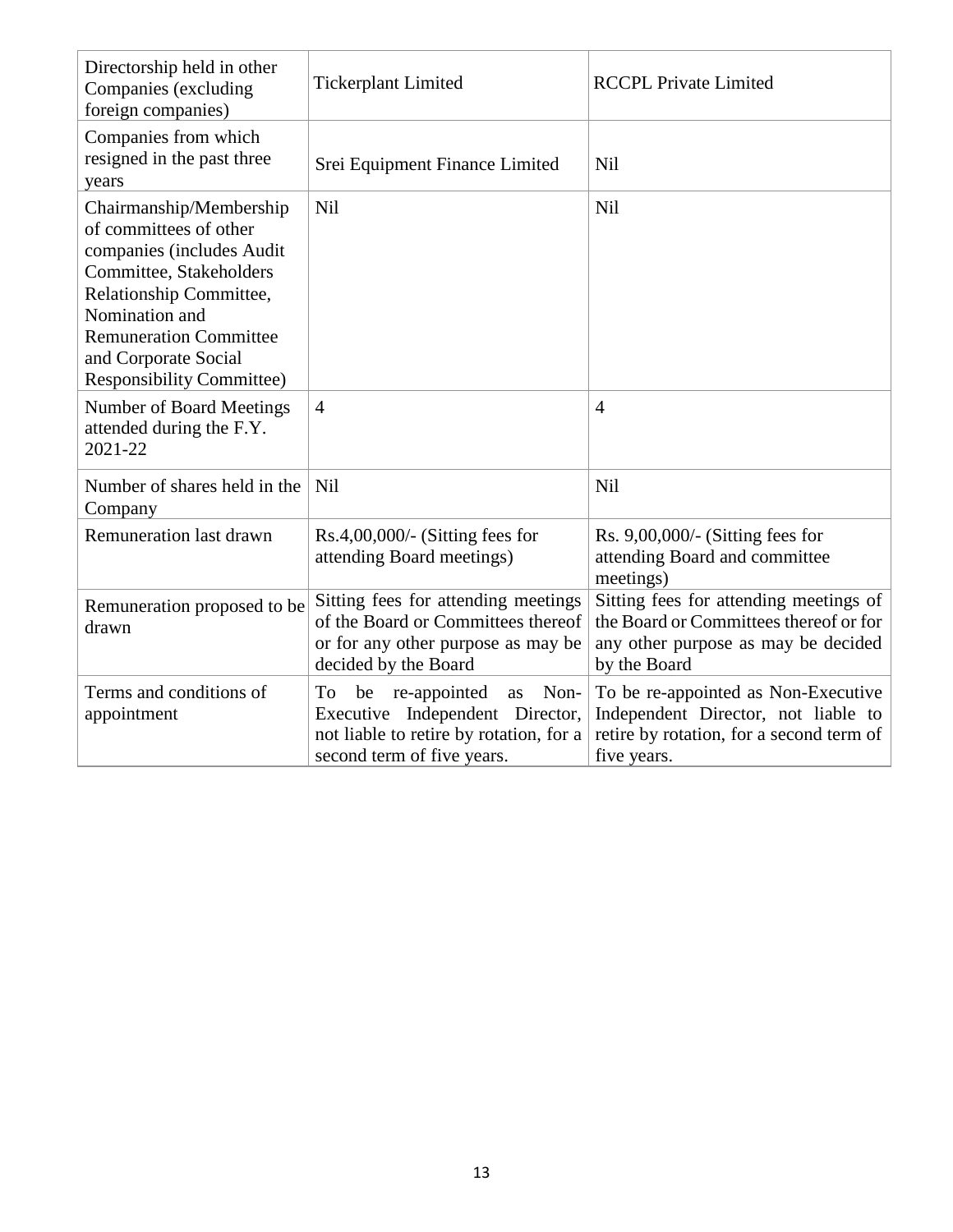| | | |
|---|---|---|
| Directorship held in other Companies (excluding foreign companies) | Tickerplant Limited | RCCPL Private Limited |
| Companies from which resigned in the past three years | Srei Equipment Finance Limited | Nil |
| Chairmanship/Membership of committees of other companies (includes Audit Committee, Stakeholders Relationship Committee, Nomination and Remuneration Committee and Corporate Social Responsibility Committee) | Nil | Nil |
| Number of Board Meetings attended during the F.Y. 2021-22 | 4 | 4 |
| Number of shares held in the Company | Nil | Nil |
| Remuneration last drawn | Rs.4,00,000/- (Sitting fees for attending Board meetings) | Rs. 9,00,000/- (Sitting fees for attending Board and committee meetings) |
| Remuneration proposed to be drawn | Sitting fees for attending meetings of the Board or Committees thereof or for any other purpose as may be decided by the Board | Sitting fees for attending meetings of the Board or Committees thereof or for any other purpose as may be decided by the Board |
| Terms and conditions of appointment | To be re-appointed as Non-Executive Independent Director, not liable to retire by rotation, for a second term of five years. | To be re-appointed as Non-Executive Independent Director, not liable to retire by rotation, for a second term of five years. |